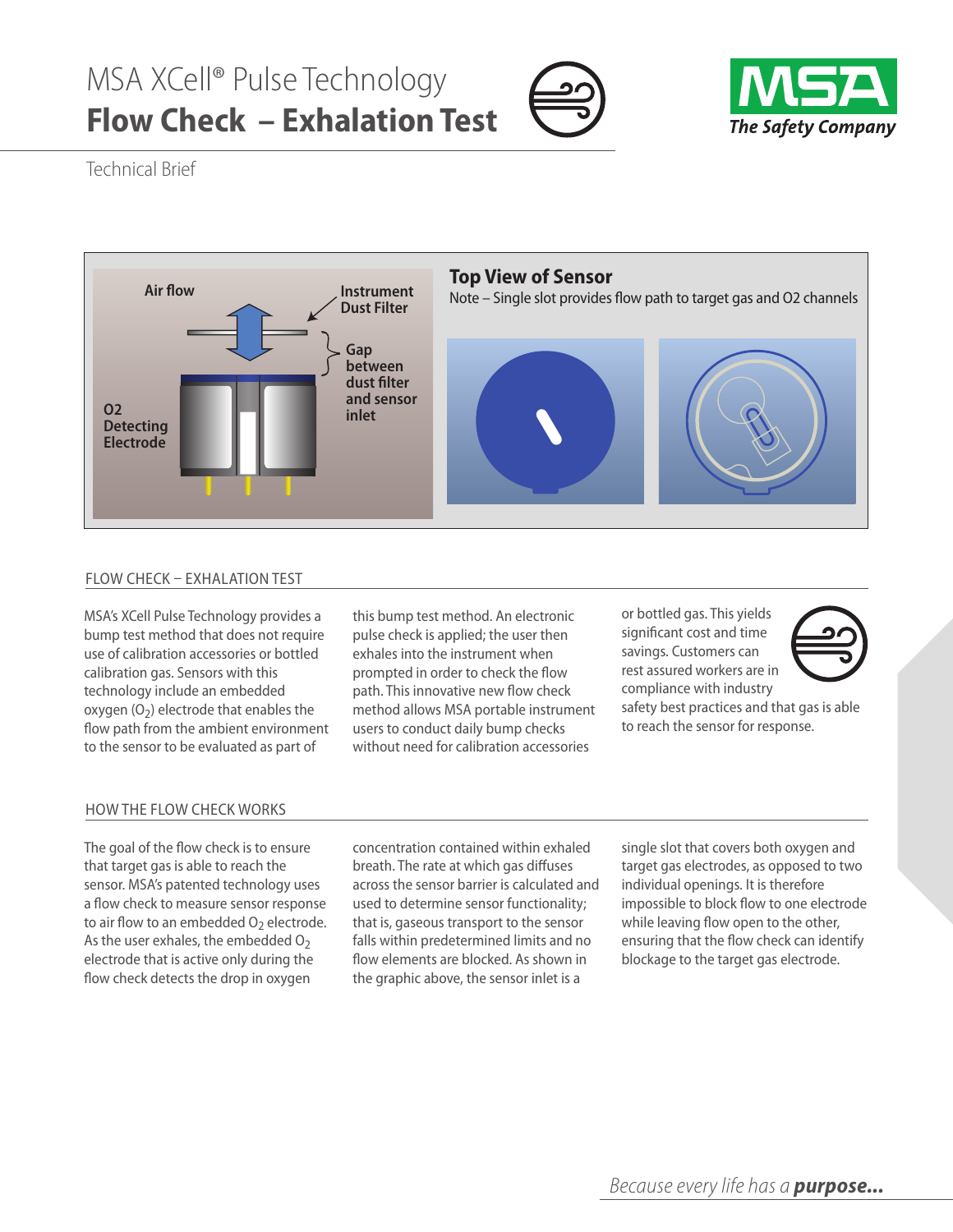# MSA XCell® Pulse Technology

# Flow Check – Exhalation Test

Technical Brief

Air flow

Instrument Dust Filter

Gap between dust filter and sensor inlet

O2 Detecting Electrode

## Top View of Sensor

Note – Single slot provides flow path to target gas and O2 channels

## FLOW CHECK – EXHALATION TEST

MSA's XCell Pulse Technology provides a bump test method that does not require use of calibration accessories or bottled calibration gas. Sensors with this technology include an embedded oxygen ($O_2$) electrode that enables the flow path from the ambient environment to the sensor to be evaluated as part of this bump test method. An electronic pulse check is applied; the user then exhales into the instrument when prompted in order to check the flow path. This innovative new flow check method allows MSA portable instrument users to conduct daily bump checks without need for calibration accessories or bottled gas. This yields significant cost and time savings. Customers can rest assured workers are in compliance with industry safety best practices and that gas is able to reach the sensor for response.

## HOW THE FLOW CHECK WORKS

The goal of the flow check is to ensure that target gas is able to reach the sensor. MSA's patented technology uses a flow check to measure sensor response to air flow to an embedded $O_2$ electrode. As the user exhales, the embedded $O_2$ electrode that is active only during the flow check detects the drop in oxygen concentration contained within exhaled breath. The rate at which gas diffuses across the sensor barrier is calculated and used to determine sensor functionality; that is, gaseous transport to the sensor falls within predetermined limits and no flow elements are blocked. As shown in the graphic above, the sensor inlet is a single slot that covers both oxygen and target gas electrodes, as opposed to two individual openings. It is therefore impossible to block flow to one electrode while leaving flow open to the other, ensuring that the flow check can identify blockage to the target gas electrode.

*Because every life has a* ***purpose...***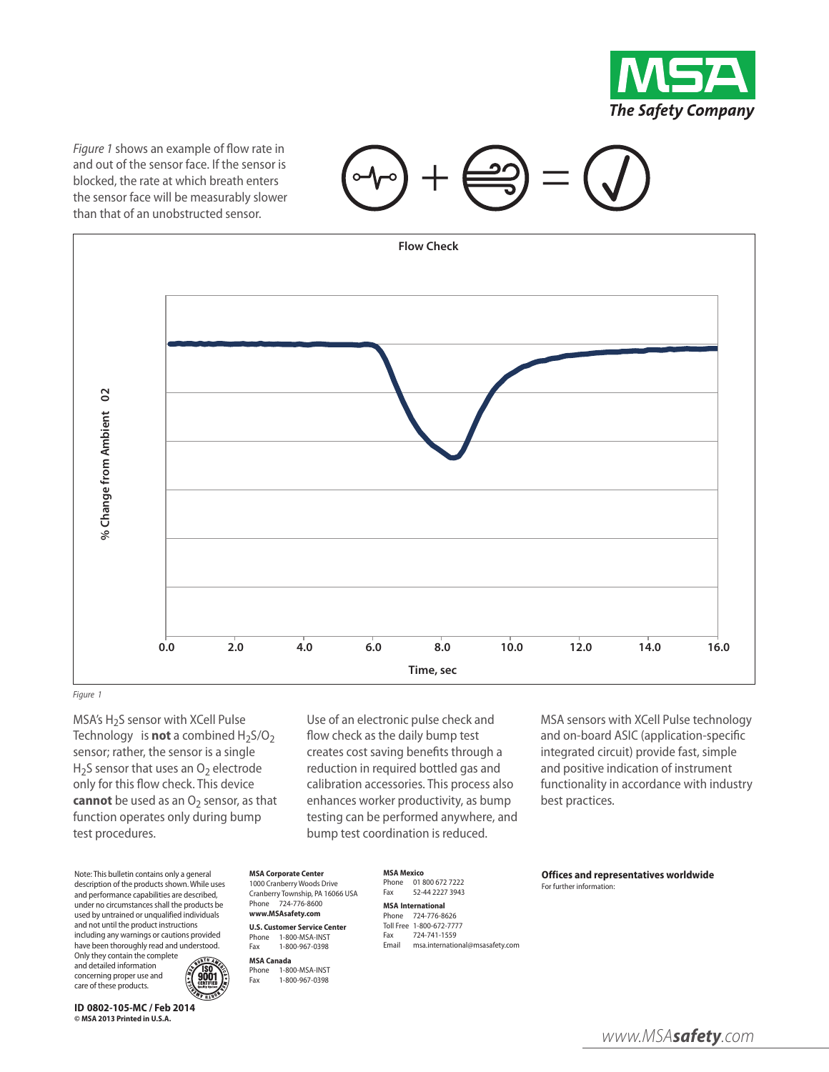*Figure 1* shows an example of flow rate in and out of the sensor face. If the sensor is blocked, the rate at which breath enters the sensor face will be measurably slower than that of an unobstructed sensor.

Flow Check

% Change from Ambient 02

0.0 2.0 4.0 6.0 8.0 10.0 12.0 14.0 16.0

Time, sec

*Figure 1*

MSA's $H_2S$ sensor with XCell Pulse Technology is **not** a combined $H_2S/O_2$ sensor; rather, the sensor is a single $H_2S$ sensor that uses an $O_2$ electrode only for this flow check. This device **cannot** be used as an $O_2$ sensor, as that function operates only during bump test procedures.

Use of an electronic pulse check and flow check as the daily bump test creates cost saving benefits through a reduction in required bottled gas and calibration accessories. This process also enhances worker productivity, as bump testing can be performed anywhere, and bump test coordination is reduced.

MSA sensors with XCell Pulse technology and on-board ASIC (application-specific integrated circuit) provide fast, simple and positive indication of instrument functionality in accordance with industry best practices.

Note: This bulletin contains only a general description of the products shown. While uses and performance capabilities are described, under no circumstances shall the products be used by untrained or unqualified individuals and not until the product instructions including any warnings or cautions provided have been thoroughly read and understood. Only they contain the complete and detailed information concerning proper use and care of these products.

**ID 0802-105-MC / Feb 2014**
**© MSA 2013 Printed in U.S.A.**

**MSA Corporate Center**
1000 Cranberry Woods Drive
Cranberry Township, PA 16066 USA
Phone 724-776-8600
**www.MSAsafety.com**

**U.S. Customer Service Center**
Phone 1-800-MSA-INST
Fax 1-800-967-0398

**MSA Canada**
Phone 1-800-MSA-INST
Fax 1-800-967-0398

**MSA Mexico**
Phone 01 800 672 7222
Fax 52-44 2227 3943

**MSA International**
Phone 724-776-8626
Toll Free 1-800-672-7777
Fax 724-741-1559
Email msa.international@msasafety.com

**Offices and representatives worldwide**
For further information:

www.MSA*safety*.com